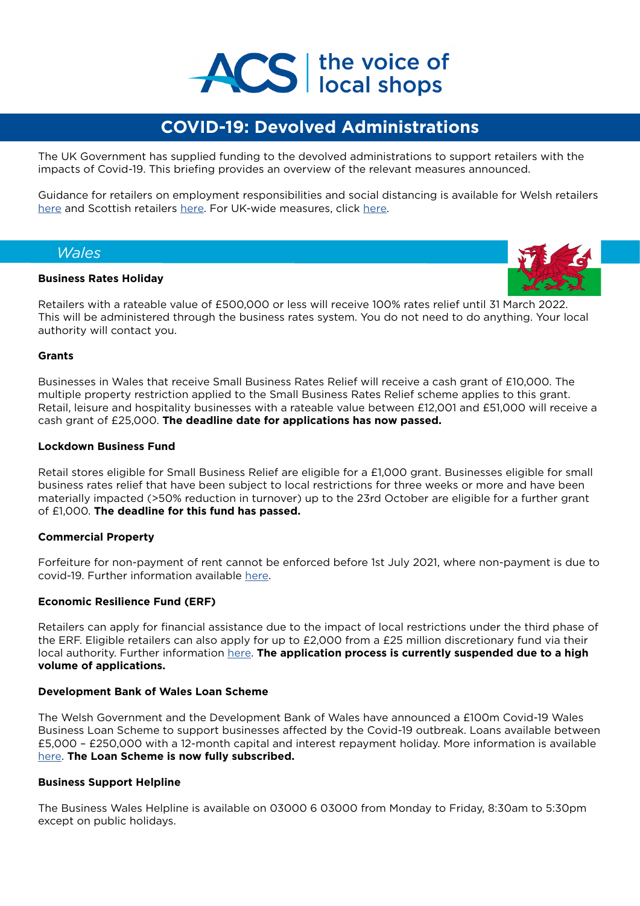# ACS | the voice of local shops

## COVID-19: Devolved Administrations

The UK Government has supplied funding to the devolved administrations to support retailers with the impacts of Covid-19. This briefing provides an overview of the relevant measures announced.

Guidance for retailers on employment responsibilities and social distancing is available for Welsh retailers here and Scottish retailers here. For UK-wide measures, click here.

## *Wales*

**Business Rates Holiday**

Retailers with a rateable value of £500,000 or less will receive 100% rates relief until 31 March 2022. This will be administered through the business rates system. You do not need to do anything. Your local authority will contact you.

**Grants**

Businesses in Wales that receive Small Business Rates Relief will receive a cash grant of £10,000. The multiple property restriction applied to the Small Business Rates Relief scheme applies to this grant. Retail, leisure and hospitality businesses with a rateable value between £12,001 and £51,000 will receive a cash grant of £25,000. **The deadline date for applications has now passed.**

**Lockdown Business Fund**

Retail stores eligible for Small Business Relief are eligible for a £1,000 grant. Businesses eligible for small business rates relief that have been subject to local restrictions for three weeks or more and have been materially impacted (>50% reduction in turnover) up to the 23rd October are eligible for a further grant of £1,000. **The deadline for this fund has passed.**

**Commercial Property**

Forfeiture for non-payment of rent cannot be enforced before 1st July 2021, where non-payment is due to covid-19. Further information available here.

**Economic Resilience Fund (ERF)**

Retailers can apply for financial assistance due to the impact of local restrictions under the third phase of the ERF. Eligible retailers can also apply for up to £2,000 from a £25 million discretionary fund via their local authority. Further information here. **The application process is currently suspended due to a high volume of applications.**

**Development Bank of Wales Loan Scheme**

The Welsh Government and the Development Bank of Wales have announced a £100m Covid-19 Wales Business Loan Scheme to support businesses affected by the Covid-19 outbreak. Loans available between £5,000 – £250,000 with a 12-month capital and interest repayment holiday. More information is available here. **The Loan Scheme is now fully subscribed.**

**Business Support Helpline**

The Business Wales Helpline is available on 03000 6 03000 from Monday to Friday, 8:30am to 5:30pm except on public holidays.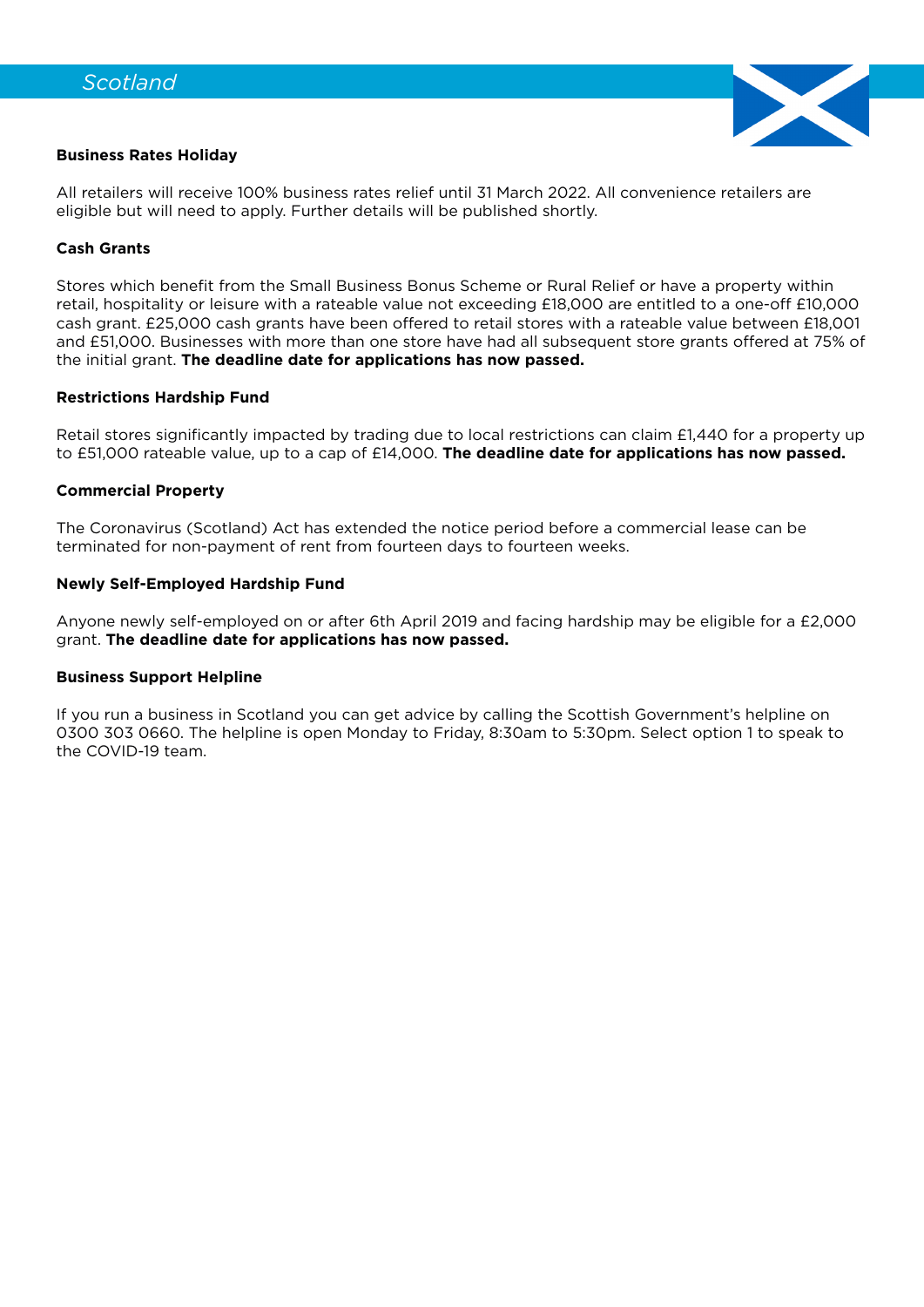# *Scotland*

**Business Rates Holiday**

All retailers will receive 100% business rates relief until 31 March 2022. All convenience retailers are eligible but will need to apply. Further details will be published shortly.

**Cash Grants**

Stores which benefit from the Small Business Bonus Scheme or Rural Relief or have a property within retail, hospitality or leisure with a rateable value not exceeding £18,000 are entitled to a one-off £10,000 cash grant. £25,000 cash grants have been offered to retail stores with a rateable value between £18,001 and £51,000. Businesses with more than one store have had all subsequent store grants offered at 75% of the initial grant. **The deadline date for applications has now passed.**

**Restrictions Hardship Fund**

Retail stores significantly impacted by trading due to local restrictions can claim £1,440 for a property up to £51,000 rateable value, up to a cap of £14,000. **The deadline date for applications has now passed.**

**Commercial Property**

The Coronavirus (Scotland) Act has extended the notice period before a commercial lease can be terminated for non-payment of rent from fourteen days to fourteen weeks.

**Newly Self-Employed Hardship Fund**

Anyone newly self-employed on or after 6th April 2019 and facing hardship may be eligible for a £2,000 grant. **The deadline date for applications has now passed.**

**Business Support Helpline**

If you run a business in Scotland you can get advice by calling the Scottish Government's helpline on 0300 303 0660. The helpline is open Monday to Friday, 8:30am to 5:30pm. Select option 1 to speak to the COVID-19 team.